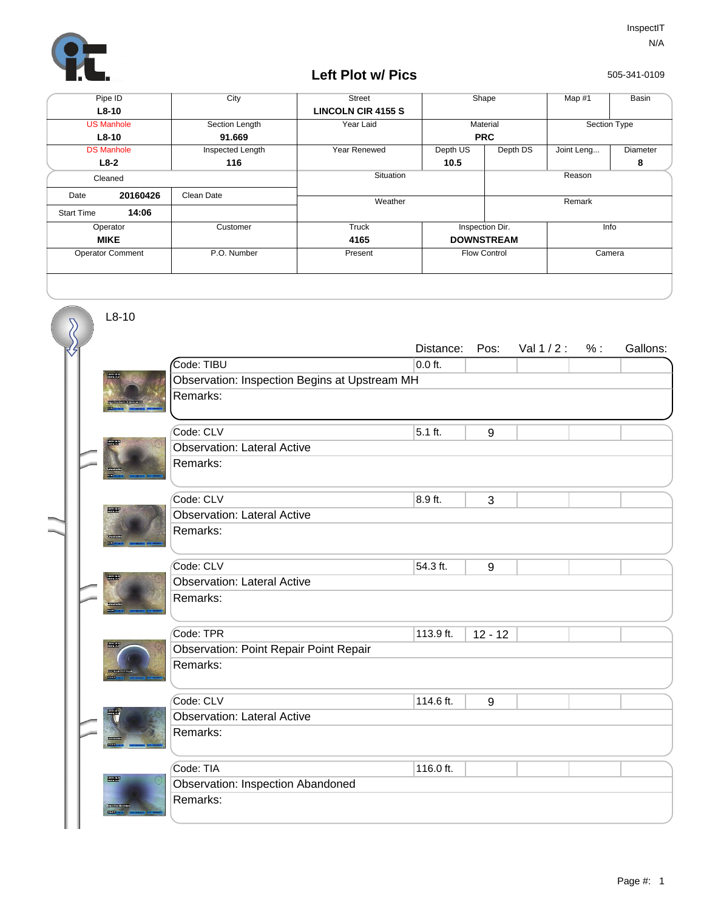InspectIT
N/A

## Left Plot w/ Pics

505-341-0109

| Pipe ID | City | Street | Shape | | Map #1 | Basin |
|---|---|---|---|---|---|---|
| **L8-10** | | **LINCOLN CIR 4155 S** | | | | |
| US Manhole | Section Length | Year Laid | Material | | Section Type | |
| **L8-10** | **91.669** | | **PRC** | | | |
| DS Manhole | Inspected Length | Year Renewed | Depth US | Depth DS | Joint Leng... | Diameter |
| **L8-2** | **116** | | **10.5** | | | **8** |

| Cleaned | | Situation | Reason |
|---|---|---|---|
| Date **20160426** | Clean Date | Weather | Remark |
| Start Time **14:06** | | | |

| Operator | Customer | Truck | Inspection Dir. | Info |
|---|---|---|---|---|
| **MIKE** | | **4165** | **DOWNSTREAM** | |
| Operator Comment | P.O. Number | Present | Flow Control | Camera |

L8-10

| Code | Observation | Remarks | Distance | Pos | Val 1 / 2 | % | Gallons |
|---|---|---|---|---|---|---|---|
| TIBU | Inspection Begins at Upstream MH | | 0.0 ft. | | | | |
| CLV | Lateral Active | | 5.1 ft. | 9 | | | |
| CLV | Lateral Active | | 8.9 ft. | 3 | | | |
| CLV | Lateral Active | | 54.3 ft. | 9 | | | |
| TPR | Point Repair Point Repair | | 113.9 ft. | 12 - 12 | | | |
| CLV | Lateral Active | | 114.6 ft. | 9 | | | |
| TIA | Inspection Abandoned | | 116.0 ft. | | | | |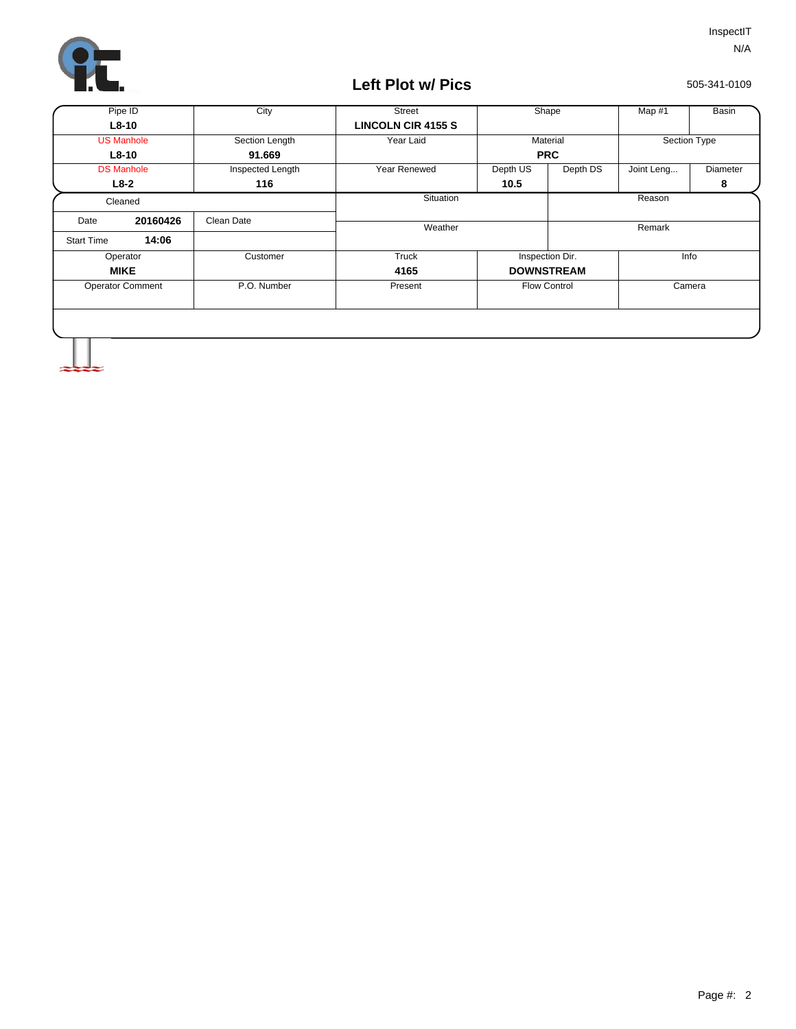InspectIT

N/A

# Left Plot w/ Pics

505-341-0109

| Pipe ID | City | Street | Shape | | Map #1 | Basin |
|---|---|---|---|---|---|---|
| **L8-10** | | **LINCOLN CIR 4155 S** | | | | |
| US Manhole | Section Length | Year Laid | Material | | Section Type | |
| **L8-10** | **91.669** | | **PRC** | | | |
| DS Manhole | Inspected Length | Year Renewed | Depth US | Depth DS | Joint Leng... | Diameter |
| **L8-2** | **116** | | **10.5** | | | **8** |

| Cleaned | | Situation | Reason |
|---|---|---|---|
| Date **20160426** | Clean Date | Weather | Remark |
| Start Time **14:06** | | | |

| Operator | Customer | Truck | Inspection Dir. | Info |
|---|---|---|---|---|
| **MIKE** | | **4165** | **DOWNSTREAM** | |
| Operator Comment | P.O. Number | Present | Flow Control | Camera |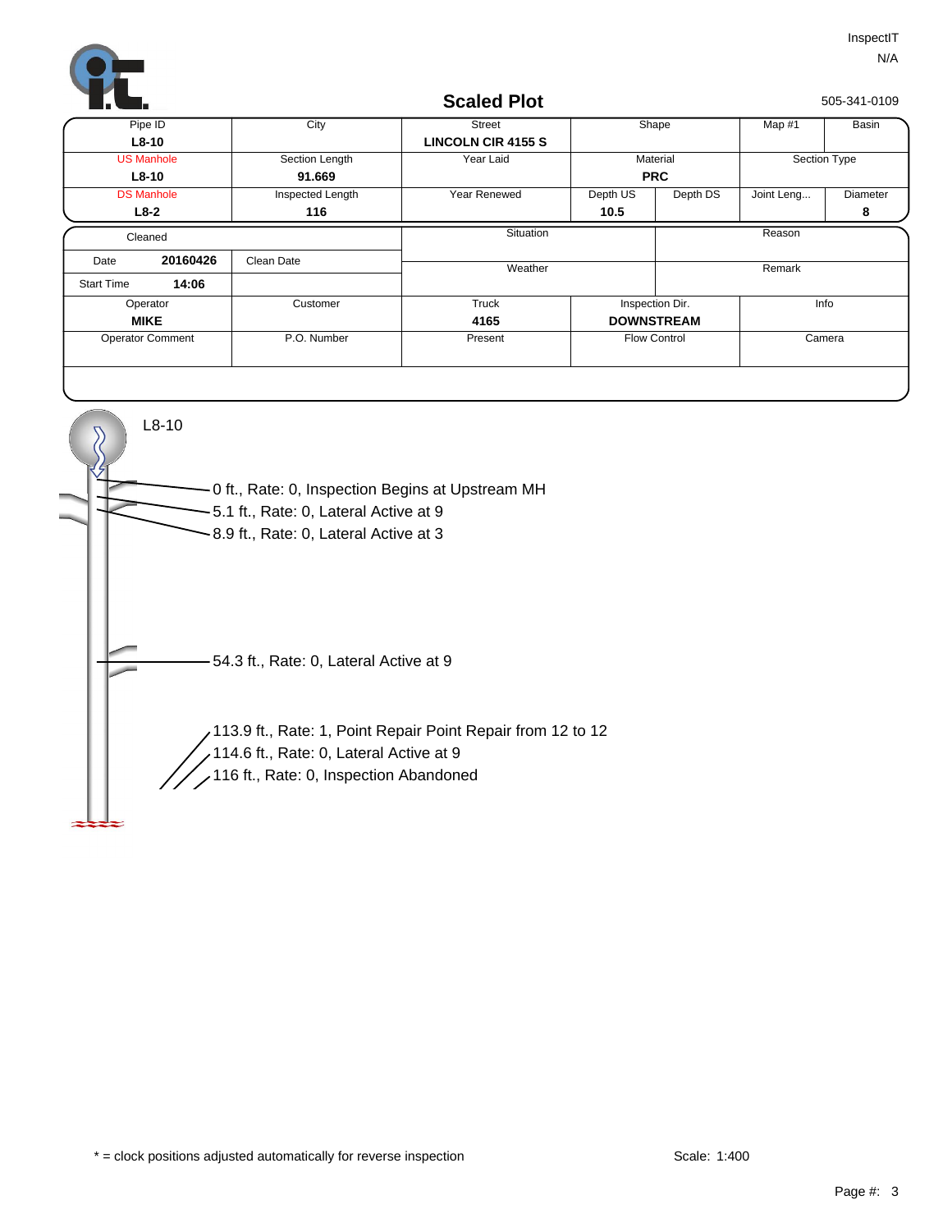InspectIT

N/A

## Scaled Plot

505-341-0109

| Pipe ID | City | Street | Shape | | Map #1 | Basin |
|---|---|---|---|---|---|---|
| L8-10 | | LINCOLN CIR 4155 S | | | | |
| US Manhole | Section Length | Year Laid | Material | | Section Type | |
| L8-10 | 91.669 | | PRC | | | |
| DS Manhole | Inspected Length | Year Renewed | Depth US | Depth DS | Joint Leng... | Diameter |
| L8-2 | 116 | | 10.5 | | | 8 |

| Cleaned | | Situation | Reason |
|---|---|---|---|
| Date 20160426 | Clean Date | Weather | Remark |
| Start Time 14:06 | | | |
| Operator | Customer | Truck | Inspection Dir. | Info |
| MIKE | | 4165 | DOWNSTREAM | |
| Operator Comment | P.O. Number | Present | Flow Control | Camera |

L8-10

0 ft., Rate: 0, Inspection Begins at Upstream MH

5.1 ft., Rate: 0, Lateral Active at 9

8.9 ft., Rate: 0, Lateral Active at 3

54.3 ft., Rate: 0, Lateral Active at 9

113.9 ft., Rate: 1, Point Repair Point Repair from 12 to 12

114.6 ft., Rate: 0, Lateral Active at 9

116 ft., Rate: 0, Inspection Abandoned

* = clock positions adjusted automatically for reverse inspection

Scale: 1:400